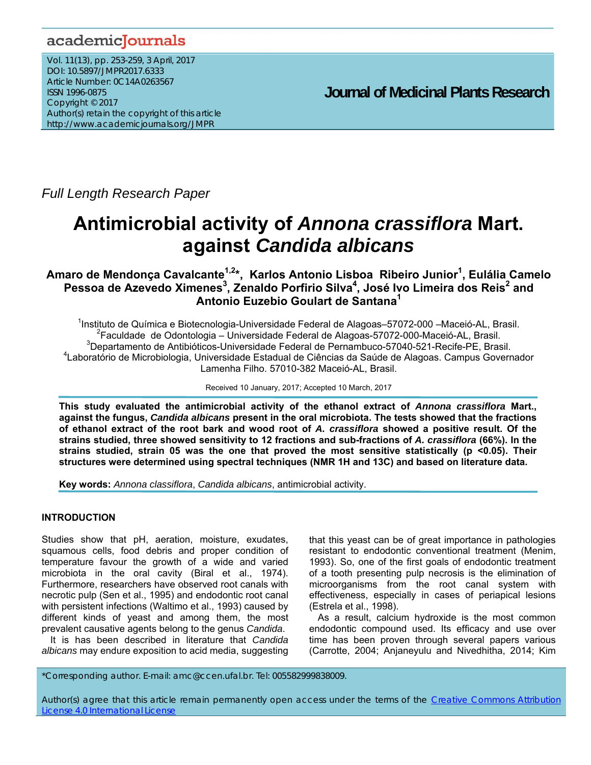*Full Length Research Paper*

# Antimicrobial activity of *Annona crassiflora* Mart. against *Candida albicans*

**Amaro de Mendonça Cavalcante[1,2]*, Karlos Antonio Lisboa Ribeiro Junior[1], Eulália Camelo Pessoa de Azevedo Ximenes[3], Zenaldo Porfirio Silva[4], José Ivo Limeira dos Reis[2] and Antonio Euzebio Goulart de Santana[1]**

[1]Instituto de Química e Biotecnologia-Universidade Federal de Alagoas–57072-000 –Maceió-AL, Brasil.
[2]Faculdade de Odontologia – Universidade Federal de Alagoas-57072-000-Maceió-AL, Brasil.
[3]Departamento de Antibióticos-Universidade Federal de Pernambuco-57040-521-Recife-PE, Brasil.
[4]Laboratório de Microbiologia, Universidade Estadual de Ciências da Saúde de Alagoas. Campus Governador Lamenha Filho. 57010-382 Maceió-AL, Brasil.

Received 10 January, 2017; Accepted 10 March, 2017

**This study evaluated the antimicrobial activity of the ethanol extract of *Annona crassiflora* Mart., against the fungus, *Candida albicans* present in the oral microbiota. The tests showed that the fractions of ethanol extract of the root bark and wood root of *A. crassiflora* showed a positive result. Of the strains studied, three showed sensitivity to 12 fractions and sub-fractions of *A. crassiflora* (66%). In the strains studied, strain 05 was the one that proved the most sensitive statistically ($p < 0.05$). Their structures were determined using spectral techniques (NMR 1H and 13C) and based on literature data.**

**Key words:** *Annona classiflora*, *Candida albicans*, antimicrobial activity.

## INTRODUCTION

Studies show that pH, aeration, moisture, exudates, squamous cells, food debris and proper condition of temperature favour the growth of a wide and varied microbiota in the oral cavity (Biral et al., 1974). Furthermore, researchers have observed root canals with necrotic pulp (Sen et al., 1995) and endodontic root canal with persistent infections (Waltimo et al., 1993) caused by different kinds of yeast and among them, the most prevalent causative agents belong to the genus *Candida*.

It is has been described in literature that *Candida albicans* may endure exposition to acid media, suggesting that this yeast can be of great importance in pathologies resistant to endodontic conventional treatment (Menim, 1993). So, one of the first goals of endodontic treatment of a tooth presenting pulp necrosis is the elimination of microorganisms from the root canal system with effectiveness, especially in cases of periapical lesions (Estrela et al., 1998).

As a result, calcium hydroxide is the most common endodontic compound used. Its efficacy and use over time has been proven through several papers various (Carrotte, 2004; Anjaneyulu and Nivedhitha, 2014; Kim

*Corresponding author. E-mail: amc@ccen.ufal.br. Tel: 005582999838009.

Author(s) agree that this article remain permanently open access under the terms of the Creative Commons Attribution License 4.0 International License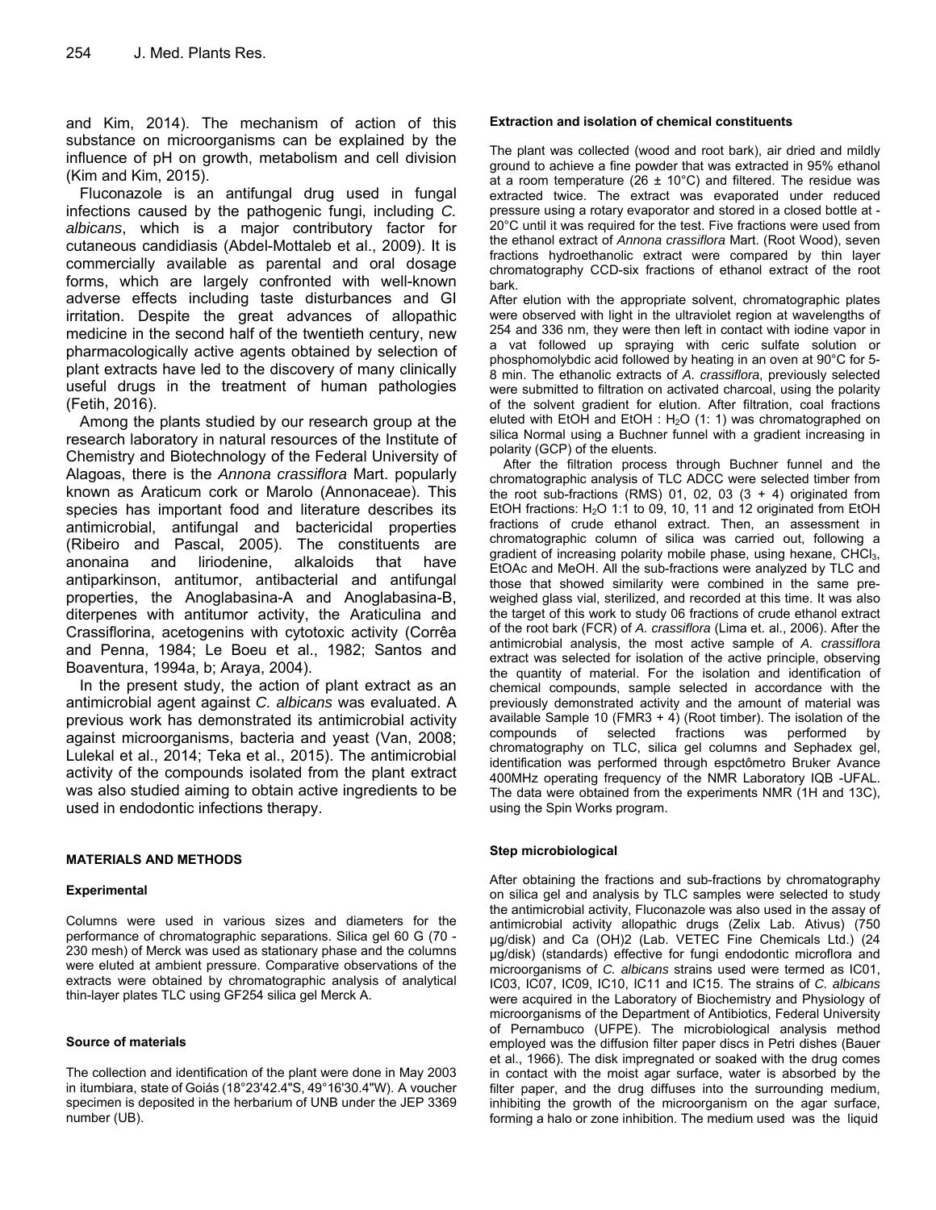and Kim, 2014). The mechanism of action of this substance on microorganisms can be explained by the influence of pH on growth, metabolism and cell division (Kim and Kim, 2015).

Fluconazole is an antifungal drug used in fungal infections caused by the pathogenic fungi, including *C. albicans*, which is a major contributory factor for cutaneous candidiasis (Abdel-Mottaleb et al., 2009). It is commercially available as parental and oral dosage forms, which are largely confronted with well-known adverse effects including taste disturbances and GI irritation. Despite the great advances of allopathic medicine in the second half of the twentieth century, new pharmacologically active agents obtained by selection of plant extracts have led to the discovery of many clinically useful drugs in the treatment of human pathologies (Fetih, 2016).

Among the plants studied by our research group at the research laboratory in natural resources of the Institute of Chemistry and Biotechnology of the Federal University of Alagoas, there is the *Annona crassiflora* Mart. popularly known as Araticum cork or Marolo (Annonaceae). This species has important food and literature describes its antimicrobial, antifungal and bactericidal properties (Ribeiro and Pascal, 2005). The constituents are anonaina and liriodenine, alkaloids that have antiparkinson, antitumor, antibacterial and antifungal properties, the Anoglabasina-A and Anoglabasina-B, diterpenes with antitumor activity, the Araticulina and Crassiflorina, acetogenins with cytotoxic activity (Corrêa and Penna, 1984; Le Boeu et al., 1982; Santos and Boaventura, 1994a, b; Araya, 2004).

In the present study, the action of plant extract as an antimicrobial agent against *C. albicans* was evaluated. A previous work has demonstrated its antimicrobial activity against microorganisms, bacteria and yeast (Van, 2008; Lulekal et al., 2014; Teka et al., 2015). The antimicrobial activity of the compounds isolated from the plant extract was also studied aiming to obtain active ingredients to be used in endodontic infections therapy.

## MATERIALS AND METHODS

### Experimental

Columns were used in various sizes and diameters for the performance of chromatographic separations. Silica gel 60 G (70 - 230 mesh) of Merck was used as stationary phase and the columns were eluted at ambient pressure. Comparative observations of the extracts were obtained by chromatographic analysis of analytical thin-layer plates TLC using GF254 silica gel Merck A.

### Source of materials

The collection and identification of the plant were done in May 2003 in itumbiara, state of Goiás (18°23'42.4"S, 49°16'30.4"W). A voucher specimen is deposited in the herbarium of UNB under the JEP 3369 number (UB).

### Extraction and isolation of chemical constituents

The plant was collected (wood and root bark), air dried and mildly ground to achieve a fine powder that was extracted in 95% ethanol at a room temperature (26 ± 10°C) and filtered. The residue was extracted twice. The extract was evaporated under reduced pressure using a rotary evaporator and stored in a closed bottle at -20°C until it was required for the test. Five fractions were used from the ethanol extract of *Annona crassiflora* Mart. (Root Wood), seven fractions hydroethanolic extract were compared by thin layer chromatography CCD-six fractions of ethanol extract of the root bark.

After elution with the appropriate solvent, chromatographic plates were observed with light in the ultraviolet region at wavelengths of 254 and 336 nm, they were then left in contact with iodine vapor in a vat followed up spraying with ceric sulfate solution or phosphomolybdic acid followed by heating in an oven at 90°C for 5-8 min. The ethanolic extracts of *A. crassiflora*, previously selected were submitted to filtration on activated charcoal, using the polarity of the solvent gradient for elution. After filtration, coal fractions eluted with EtOH and EtOH : $H_2O$ (1: 1) was chromatographed on silica Normal using a Buchner funnel with a gradient increasing in polarity (GCP) of the eluents.

After the filtration process through Buchner funnel and the chromatographic analysis of TLC ADCC were selected timber from the root sub-fractions (RMS) 01, 02, 03 (3 + 4) originated from EtOH fractions: $H_2O$ 1:1 to 09, 10, 11 and 12 originated from EtOH fractions of crude ethanol extract. Then, an assessment in chromatographic column of silica was carried out, following a gradient of increasing polarity mobile phase, using hexane, $CHCl_3$, EtOAc and MeOH. All the sub-fractions were analyzed by TLC and those that showed similarity were combined in the same pre-weighed glass vial, sterilized, and recorded at this time. It was also the target of this work to study 06 fractions of crude ethanol extract of the root bark (FCR) of *A. crassiflora* (Lima et. al., 2006). After the antimicrobial analysis, the most active sample of *A. crassiflora* extract was selected for isolation of the active principle, observing the quantity of material. For the isolation and identification of chemical compounds, sample selected in accordance with the previously demonstrated activity and the amount of material was available Sample 10 (FMR3 + 4) (Root timber). The isolation of the compounds of selected fractions was performed by chromatography on TLC, silica gel columns and Sephadex gel, identification was performed through espctômetro Bruker Avance 400MHz operating frequency of the NMR Laboratory IQB -UFAL. The data were obtained from the experiments NMR (1H and 13C), using the Spin Works program.

### Step microbiological

After obtaining the fractions and sub-fractions by chromatography on silica gel and analysis by TLC samples were selected to study the antimicrobial activity, Fluconazole was also used in the assay of antimicrobial activity allopathic drugs (Zelix Lab. Ativus) (750 µg/disk) and Ca (OH)2 (Lab. VETEC Fine Chemicals Ltd.) (24 µg/disk) (standards) effective for fungi endodontic microflora and microorganisms of *C. albicans* strains used were termed as IC01, IC03, IC07, IC09, IC10, IC11 and IC15. The strains of *C. albicans* were acquired in the Laboratory of Biochemistry and Physiology of microorganisms of the Department of Antibiotics, Federal University of Pernambuco (UFPE). The microbiological analysis method employed was the diffusion filter paper discs in Petri dishes (Bauer et al., 1966). The disk impregnated or soaked with the drug comes in contact with the moist agar surface, water is absorbed by the filter paper, and the drug diffuses into the surrounding medium, inhibiting the growth of the microorganism on the agar surface, forming a halo or zone inhibition. The medium used was the liquid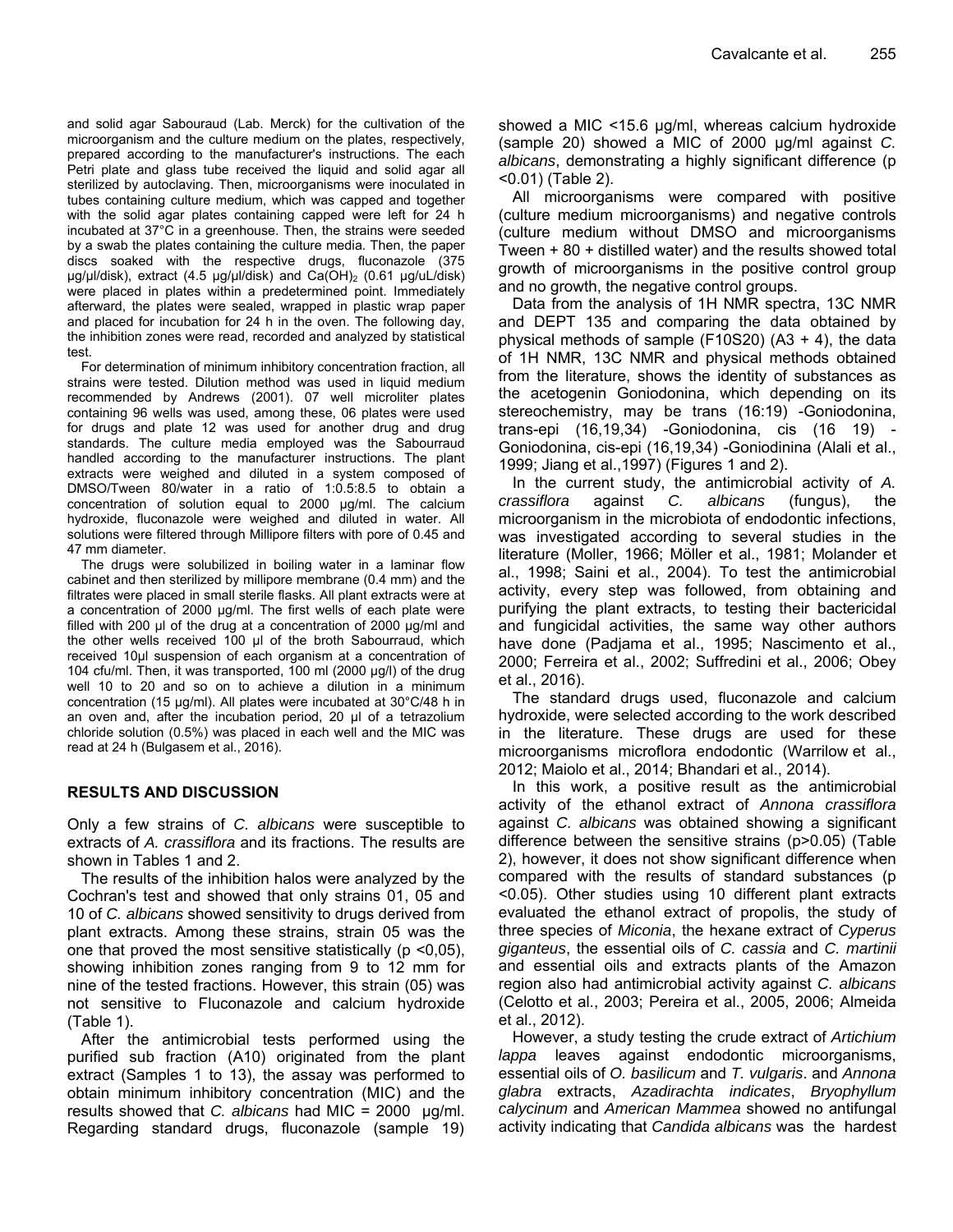and solid agar Sabouraud (Lab. Merck) for the cultivation of the microorganism and the culture medium on the plates, respectively, prepared according to the manufacturer's instructions. The each Petri plate and glass tube received the liquid and solid agar all sterilized by autoclaving. Then, microorganisms were inoculated in tubes containing culture medium, which was capped and together with the solid agar plates containing capped were left for 24 h incubated at 37°C in a greenhouse. Then, the strains were seeded by a swab the plates containing the culture media. Then, the paper discs soaked with the respective drugs, fluconazole (375 µg/µl/disk), extract (4.5 µg/µl/disk) and $Ca(OH)_2$ (0.61 µg/uL/disk) were placed in plates within a predetermined point. Immediately afterward, the plates were sealed, wrapped in plastic wrap paper and placed for incubation for 24 h in the oven. The following day, the inhibition zones were read, recorded and analyzed by statistical test.

For determination of minimum inhibitory concentration fraction, all strains were tested. Dilution method was used in liquid medium recommended by Andrews (2001). 07 well microliter plates containing 96 wells was used, among these, 06 plates were used for drugs and plate 12 was used for another drug and drug standards. The culture media employed was the Sabouraud handled according to the manufacturer instructions. The plant extracts were weighed and diluted in a system composed of DMSO/Tween 80/water in a ratio of 1:0.5:8.5 to obtain a concentration of solution equal to 2000 µg/ml. The calcium hydroxide, fluconazole were weighed and diluted in water. All solutions were filtered through Millipore filters with pore of 0.45 and 47 mm diameter.

The drugs were solubilized in boiling water in a laminar flow cabinet and then sterilized by millipore membrane (0.4 mm) and the filtrates were placed in small sterile flasks. All plant extracts were at a concentration of 2000 µg/ml. The first wells of each plate were filled with 200 µl of the drug at a concentration of 2000 µg/ml and the other wells received 100 µl of the broth Sabourraud, which received 10µl suspension of each organism at a concentration of 104 cfu/ml. Then, it was transported, 100 ml (2000 µg/l) of the drug well 10 to 20 and so on to achieve a dilution in a minimum concentration (15 µg/ml). All plates were incubated at 30°C/48 h in an oven and, after the incubation period, 20 µl of a tetrazolium chloride solution (0.5%) was placed in each well and the MIC was read at 24 h (Bulgasem et al., 2016).

## RESULTS AND DISCUSSION

Only a few strains of *C. albicans* were susceptible to extracts of *A. crassiflora* and its fractions. The results are shown in Tables 1 and 2.

The results of the inhibition halos were analyzed by the Cochran's test and showed that only strains 01, 05 and 10 of *C. albicans* showed sensitivity to drugs derived from plant extracts. Among these strains, strain 05 was the one that proved the most sensitive statistically ($p < 0{,}05$), showing inhibition zones ranging from 9 to 12 mm for nine of the tested fractions. However, this strain (05) was not sensitive to Fluconazole and calcium hydroxide (Table 1).

After the antimicrobial tests performed using the purified sub fraction (A10) originated from the plant extract (Samples 1 to 13), the assay was performed to obtain minimum inhibitory concentration (MIC) and the results showed that *C. albicans* had MIC = 2000 µg/ml. Regarding standard drugs, fluconazole (sample 19) showed a MIC <15.6 µg/ml, whereas calcium hydroxide (sample 20) showed a MIC of 2000 µg/ml against *C. albicans*, demonstrating a highly significant difference ($p < 0.01$) (Table 2).

All microorganisms were compared with positive (culture medium microorganisms) and negative controls (culture medium without DMSO and microorganisms Tween + 80 + distilled water) and the results showed total growth of microorganisms in the positive control group and no growth, the negative control groups.

Data from the analysis of 1H NMR spectra, 13C NMR and DEPT 135 and comparing the data obtained by physical methods of sample (F10S20) (A3 + 4), the data of 1H NMR, 13C NMR and physical methods obtained from the literature, shows the identity of substances as the acetogenin Goniodonina, which depending on its stereochemistry, may be trans (16:19) -Goniodonina, trans-epi (16,19,34) -Goniodonina, cis (16 19) - Goniodonina, cis-epi (16,19,34) -Goniodinina (Alali et al., 1999; Jiang et al.,1997) (Figures 1 and 2).

In the current study, the antimicrobial activity of *A. crassiflora* against *C. albicans* (fungus), the microorganism in the microbiota of endodontic infections, was investigated according to several studies in the literature (Moller, 1966; Möller et al., 1981; Molander et al., 1998; Saini et al., 2004). To test the antimicrobial activity, every step was followed, from obtaining and purifying the plant extracts, to testing their bactericidal and fungicidal activities, the same way other authors have done (Padjama et al., 1995; Nascimento et al., 2000; Ferreira et al., 2002; Suffredini et al., 2006; Obey et al., 2016).

The standard drugs used, fluconazole and calcium hydroxide, were selected according to the work described in the literature. These drugs are used for these microorganisms microflora endodontic (Warrilow et al., 2012; Maiolo et al., 2014; Bhandari et al., 2014).

In this work, a positive result as the antimicrobial activity of the ethanol extract of *Annona crassiflora* against *C. albicans* was obtained showing a significant difference between the sensitive strains ($p > 0.05$) (Table 2), however, it does not show significant difference when compared with the results of standard substances ($p < 0.05$). Other studies using 10 different plant extracts evaluated the ethanol extract of propolis, the study of three species of *Miconia*, the hexane extract of *Cyperus giganteus*, the essential oils of *C. cassia* and *C. martinii* and essential oils and extracts plants of the Amazon region also had antimicrobial activity against *C. albicans* (Celotto et al., 2003; Pereira et al., 2005, 2006; Almeida et al., 2012).

However, a study testing the crude extract of *Artichium lappa* leaves against endodontic microorganisms, essential oils of *O. basilicum* and *T. vulgaris*. and *Annona glabra* extracts, *Azadirachta indicates*, *Bryophyllum calycinum* and *American Mammea* showed no antifungal activity indicating that *Candida albicans* was the hardest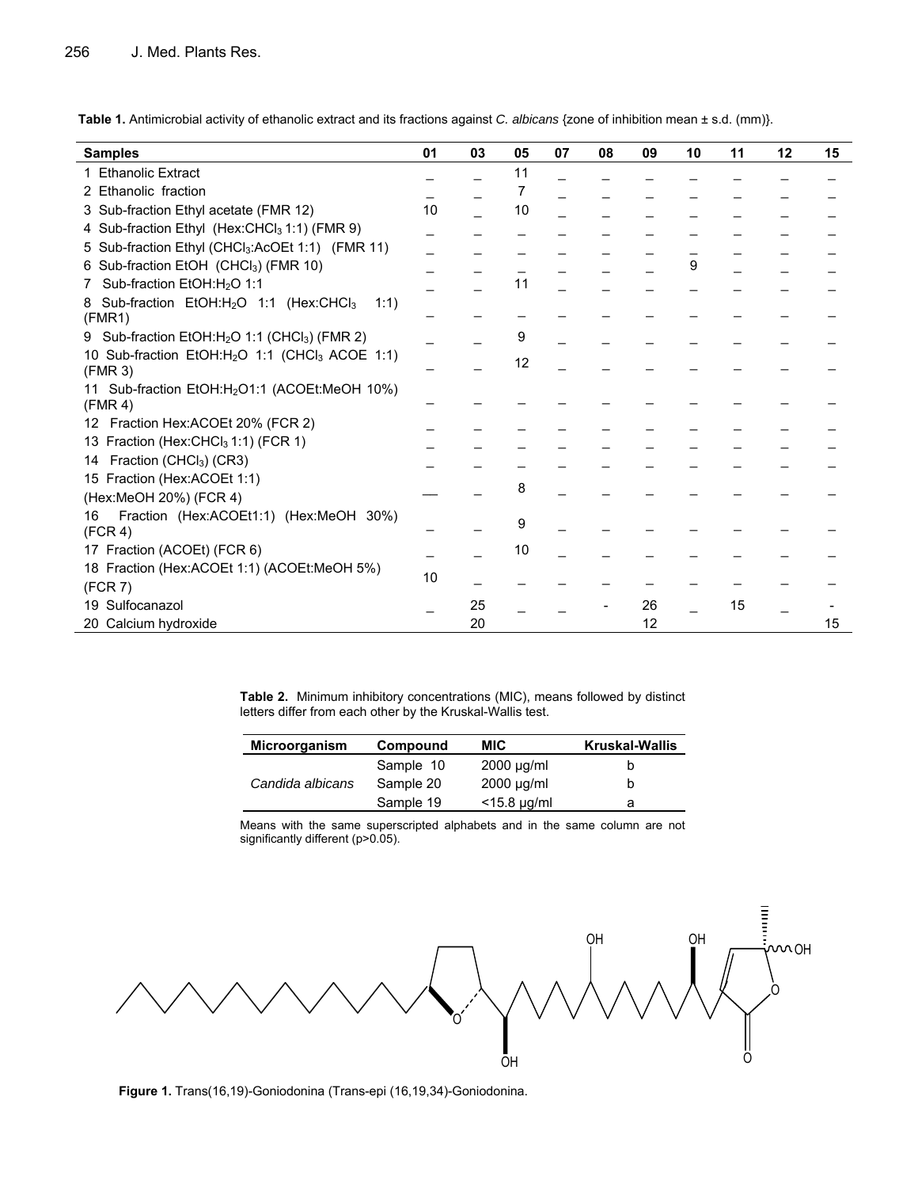**Table 1.** Antimicrobial activity of ethanolic extract and its fractions against *C. albicans* {zone of inhibition mean ± s.d. (mm)}.

| Samples | 01 | 03 | 05 | 07 | 08 | 09 | 10 | 11 | 12 | 15 |
|---|---|---|---|---|---|---|---|---|---|---|
| 1 Ethanolic Extract | _ | _ | 11 | _ | _ | _ | _ | _ | _ | _ |
| 2 Ethanolic fraction | _ | _ | 7 | _ | _ | _ | _ | _ | _ | _ |
| 3 Sub-fraction Ethyl acetate (FMR 12) | 10 | _ | 10 | _ | _ | _ | _ | _ | _ | _ |
| 4 Sub-fraction Ethyl (Hex:$CHCl_3$ 1:1) (FMR 9) | _ | _ | _ | _ | _ | _ | _ | _ | _ | _ |
| 5 Sub-fraction Ethyl ($CHCl_3$:AcOEt 1:1) (FMR 11) | _ | _ | _ | _ | _ | _ | _ | _ | _ | _ |
| 6 Sub-fraction EtOH ($CHCl_3$) (FMR 10) | _ | _ | _ | _ | _ | _ | 9 | _ | _ | _ |
| 7 Sub-fraction EtOH:$H_2O$ 1:1 | _ | _ | 11 | _ | _ | _ | _ | _ | _ | _ |
| 8 Sub-fraction EtOH:$H_2O$ 1:1 (Hex:$CHCl_3$ 1:1) (FMR1) | _ | _ | _ | _ | _ | _ | _ | _ | _ | _ |
| 9 Sub-fraction EtOH:$H_2O$ 1:1 ($CHCl_3$) (FMR 2) | _ | _ | 9 | _ | _ | _ | _ | _ | _ | _ |
| 10 Sub-fraction EtOH:$H_2O$ 1:1 ($CHCl_3$ ACOE 1:1) (FMR 3) | _ | _ | 12 | _ | _ | _ | _ | _ | _ | _ |
| 11 Sub-fraction EtOH:$H_2O$1:1 (ACOEt:MeOH 10%) (FMR 4) | _ | _ | _ | _ | _ | _ | _ | _ | _ | _ |
| 12 Fraction Hex:ACOEt 20% (FCR 2) | _ | _ | _ | _ | _ | _ | _ | _ | _ | _ |
| 13 Fraction (Hex:$CHCl_3$ 1:1) (FCR 1) | _ | _ | _ | _ | _ | _ | _ | _ | _ | _ |
| 14 Fraction ($CHCl_3$) (CR3) | _ | _ | _ | _ | _ | _ | _ | _ | _ | _ |
| 15 Fraction (Hex:ACOEt 1:1) (Hex:MeOH 20%) (FCR 4) | __ | _ | 8 | _ | _ | _ | _ | _ | _ | _ |
| 16 Fraction (Hex:ACOEt1:1) (Hex:MeOH 30%) (FCR 4) | _ | _ | 9 | _ | _ | _ | _ | _ | _ | _ |
| 17 Fraction (ACOEt) (FCR 6) | _ | _ | 10 | _ | _ | _ | _ | _ | _ | _ |
| 18 Fraction (Hex:ACOEt 1:1) (ACOEt:MeOH 5%) (FCR 7) | 10 | _ | _ | _ | _ | _ | _ | _ | _ | _ |
| 19 Sulfocanazol | _ | 25 | _ | _ | - | 26 | _ | 15 | _ | - |
| 20 Calcium hydroxide | | 20 | | | | 12 | | | | 15 |

**Table 2.** Minimum inhibitory concentrations (MIC), means followed by distinct letters differ from each other by the Kruskal-Wallis test.

| Microorganism | Compound | MIC | Kruskal-Wallis |
|---|---|---|---|
| *Candida albicans* | Sample 10 | 2000 µg/ml | b |
| | Sample 20 | 2000 µg/ml | b |
| | Sample 19 | <15.8 µg/ml | a |

Means with the same superscripted alphabets and in the same column are not significantly different (p>0.05).

**Figure 1.** Trans(16,19)-Goniodonina (Trans-epi (16,19,34)-Goniodonina.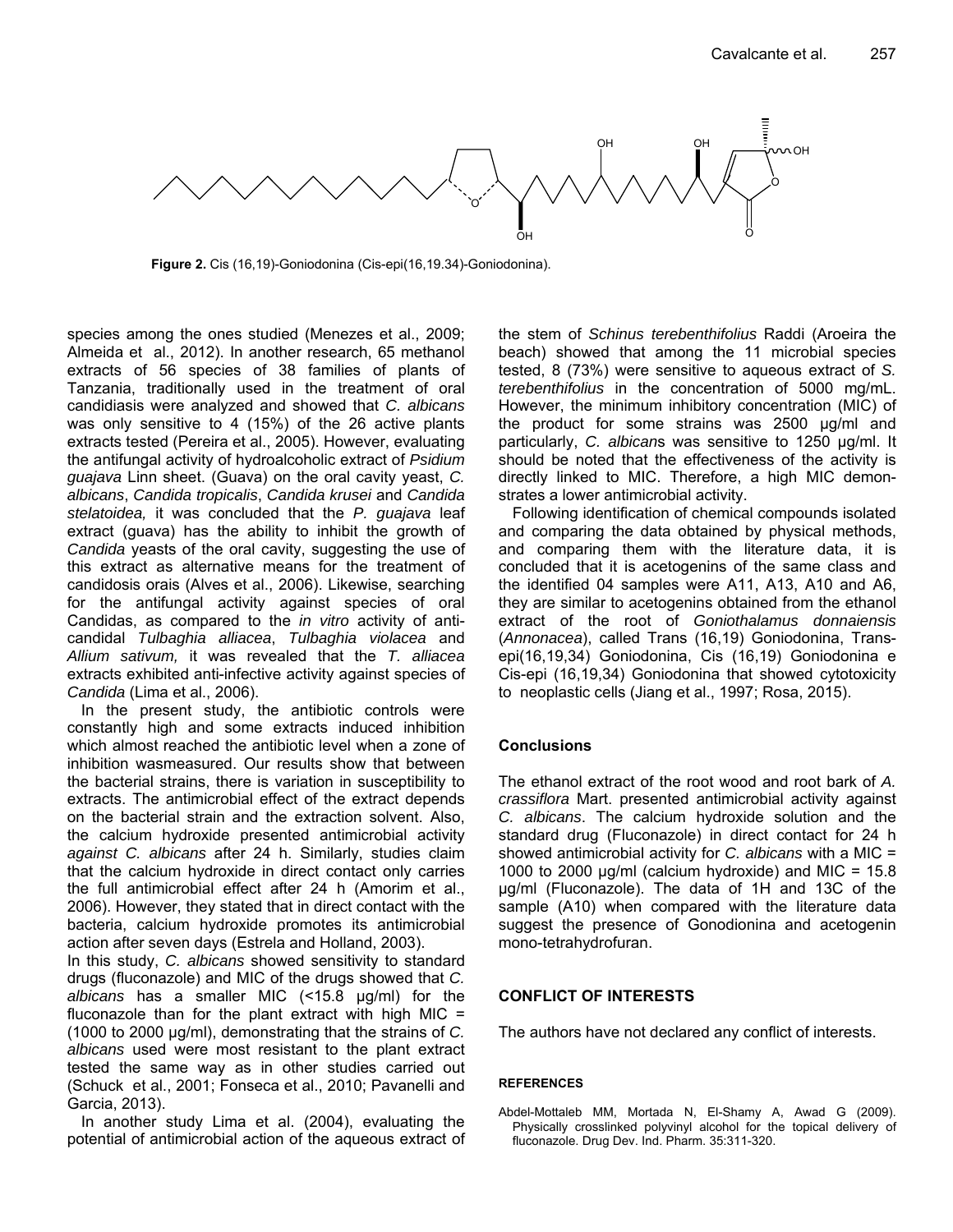**Figure 2.** Cis (16,19)-Goniodonina (Cis-epi(16,19.34)-Goniodonina).

species among the ones studied (Menezes et al., 2009; Almeida et al., 2012). In another research, 65 methanol extracts of 56 species of 38 families of plants of Tanzania, traditionally used in the treatment of oral candidiasis were analyzed and showed that *C. albicans* was only sensitive to 4 (15%) of the 26 active plants extracts tested (Pereira et al., 2005). However, evaluating the antifungal activity of hydroalcoholic extract of *Psidium guajava* Linn sheet. (Guava) on the oral cavity yeast, *C. albicans*, *Candida tropicalis*, *Candida krusei* and *Candida stelatoidea,* it was concluded that the *P. guajava* leaf extract (guava) has the ability to inhibit the growth of *Candida* yeasts of the oral cavity, suggesting the use of this extract as alternative means for the treatment of candidosis orais (Alves et al., 2006). Likewise, searching for the antifungal activity against species of oral Candidas, as compared to the *in vitro* activity of anti-candidal *Tulbaghia alliacea*, *Tulbaghia violacea* and *Allium sativum,* it was revealed that the *T. alliacea* extracts exhibited anti-infective activity against species of *Candida* (Lima et al., 2006).

In the present study, the antibiotic controls were constantly high and some extracts induced inhibition which almost reached the antibiotic level when a zone of inhibition wasmeasured. Our results show that between the bacterial strains, there is variation in susceptibility to extracts. The antimicrobial effect of the extract depends on the bacterial strain and the extraction solvent. Also, the calcium hydroxide presented antimicrobial activity *against C. albicans* after 24 h. Similarly, studies claim that the calcium hydroxide in direct contact only carries the full antimicrobial effect after 24 h (Amorim et al., 2006). However, they stated that in direct contact with the bacteria, calcium hydroxide promotes its antimicrobial action after seven days (Estrela and Holland, 2003).

In this study, *C. albicans* showed sensitivity to standard drugs (fluconazole) and MIC of the drugs showed that *C. albicans* has a smaller MIC (<15.8 μg/ml) for the fluconazole than for the plant extract with high MIC = (1000 to 2000 μg/ml), demonstrating that the strains of *C. albicans* used were most resistant to the plant extract tested the same way as in other studies carried out (Schuck et al., 2001; Fonseca et al., 2010; Pavanelli and Garcia, 2013).

In another study Lima et al. (2004), evaluating the potential of antimicrobial action of the aqueous extract of the stem of *Schinus terebenthifolius* Raddi (Aroeira the beach) showed that among the 11 microbial species tested, 8 (73%) were sensitive to aqueous extract of *S. terebenthifolius* in the concentration of 5000 mg/mL. However, the minimum inhibitory concentration (MIC) of the product for some strains was 2500 μg/ml and particularly, *C. albican*s was sensitive to 1250 μg/ml. It should be noted that the effectiveness of the activity is directly linked to MIC. Therefore, a high MIC demonstrates a lower antimicrobial activity.

Following identification of chemical compounds isolated and comparing the data obtained by physical methods, and comparing them with the literature data, it is concluded that it is acetogenins of the same class and the identified 04 samples were A11, A13, A10 and A6, they are similar to acetogenins obtained from the ethanol extract of the root of *Goniothalamus donnaiensis* (*Annonacea*), called Trans (16,19) Goniodonina, Trans-epi(16,19,34) Goniodonina, Cis (16,19) Goniodonina e Cis-epi (16,19,34) Goniodonina that showed cytotoxicity to neoplastic cells (Jiang et al., 1997; Rosa, 2015).

## Conclusions

The ethanol extract of the root wood and root bark of *A. crassiflora* Mart. presented antimicrobial activity against *C. albicans*. The calcium hydroxide solution and the standard drug (Fluconazole) in direct contact for 24 h showed antimicrobial activity for *C. albicans* with a MIC = 1000 to 2000 μg/ml (calcium hydroxide) and MIC = 15.8 μg/ml (Fluconazole). The data of 1H and 13C of the sample (A10) when compared with the literature data suggest the presence of Gonodionina and acetogenin mono-tetrahydrofuran.

## CONFLICT OF INTERESTS

The authors have not declared any conflict of interests.

### REFERENCES

Abdel-Mottaleb MM, Mortada N, El-Shamy A, Awad G (2009). Physically crosslinked polyvinyl alcohol for the topical delivery of fluconazole. Drug Dev. Ind. Pharm. 35:311-320.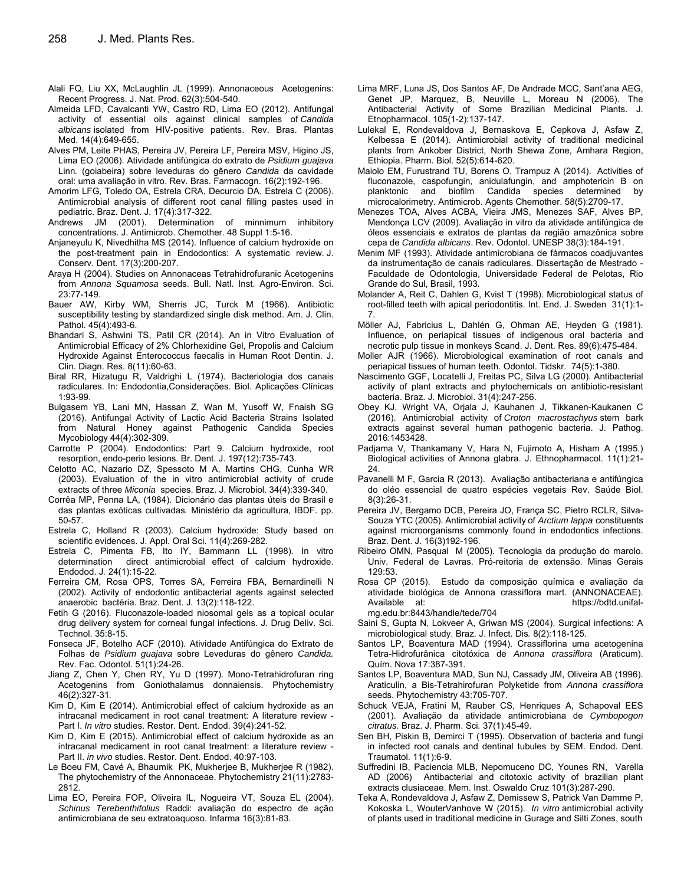Alali FQ, Liu XX, McLaughlin JL (1999). Annonaceous Acetogenins: Recent Progress. J. Nat. Prod. 62(3):504-540.

Almeida LFD, Cavalcanti YW, Castro RD, Lima EO (2012). Antifungal activity of essential oils against clinical samples of *Candida albicans* isolated from HIV-positive patients. Rev. Bras. Plantas Med. 14(4):649-655.

Alves PM, Leite PHAS, Pereira JV, Pereira LF, Pereira MSV, Higino JS, Lima EO (2006). Atividade antifúngica do extrato de *Psidium guajava* Linn. (goiabeira) sobre leveduras do gênero *Candida* da cavidade oral: uma avaliação in vitro. Rev. Bras. Farmacogn. 16(2):192-196.

Amorim LFG, Toledo OA, Estrela CRA, Decurcio DA, Estrela C (2006). Antimicrobial analysis of different root canal filling pastes used in pediatric. Braz. Dent. J. 17(4):317-322.

Andrews JM (2001). Determination of minnimum inhibitory concentrations. J. Antimicrob. Chemother. 48 Suppl 1:5-16.

Anjaneyulu K, Nivedhitha MS (2014). Influence of calcium hydroxide on the post-treatment pain in Endodontics: A systematic review. J. Conserv. Dent. 17(3):200-207.

Araya H (2004). Studies on Annonaceas Tetrahidrofuranic Acetogenins from *Annona Squamosa* seeds. Bull. Natl. Inst. Agro-Environ. Sci. 23:77-149.

Bauer AW, Kirby WM, Sherris JC, Turck M (1966). Antibiotic susceptibility testing by standardized single disk method. Am. J. Clin. Pathol. 45(4):493-6.

Bhandari S, Ashwini TS, Patil CR (2014). An in Vitro Evaluation of Antimicrobial Efficacy of 2% Chlorhexidine Gel, Propolis and Calcium Hydroxide Against Enterococcus faecalis in Human Root Dentin. J. Clin. Diagn. Res. 8(11):60-63.

Biral RR, Hizatugu R, Valdrighi L (1974). Bacteriologia dos canais radiculares. In: Endodontia,Considerações. Biol. Aplicações Clínicas 1:93-99.

Bulgasem YB, Lani MN, Hassan Z, Wan M, Yusoff W, Fnaish SG (2016). Antifungal Activity of Lactic Acid Bacteria Strains Isolated from Natural Honey against Pathogenic Candida Species Mycobiology 44(4):302-309.

Carrotte P (2004). Endodontics: Part 9. Calcium hydroxide, root resorption, endo-perio lesions. Br. Dent. J. 197(12):735-743.

Celotto AC, Nazario DZ, Spessoto M A, Martins CHG, Cunha WR (2003). Evaluation of the in vitro antimicrobial activity of crude extracts of three *Miconia* species. Braz. J. Microbiol. 34(4):339-340.

Corrêa MP, Penna LA, (1984). Dicionário das plantas úteis do Brasil e das plantas exóticas cultivadas*.* Ministério da agricultura, IBDF. pp. 50-57.

Estrela C, Holland R (2003). Calcium hydroxide: Study based on scientific evidences. J. Appl. Oral Sci. 11(4):269-282.

Estrela C, Pimenta FB, Ito IY, Bammann LL (1998). In vitro determination direct antimicrobial effect of calcium hydroxide. Endodod. J. 24(1):15-22.

Ferreira CM, Rosa OPS, Torres SA, Ferreira FBA, Bernardinelli N (2002). Activity of endodontic antibacterial agents against selected anaerobic bactéria. Braz. Dent. J. 13(2):118-122.

Fetih G (2016). Fluconazole-loaded niosomal gels as a topical ocular drug delivery system for corneal fungal infections. J. Drug Deliv. Sci. Technol. 35:8-15.

Fonseca JF, Botelho ACF (2010). Atividade Antifúngica do Extrato de Folhas de *Psidium guajava* sobre Leveduras do gênero *Candida.* Rev. Fac. Odontol. 51(1):24-26.

Jiang Z, Chen Y, Chen RY, Yu D (1997). Mono-Tetrahidrofuran ring Acetogenins from Goniothalamus donnaiensis. Phytochemistry 46(2):327-31.

Kim D, Kim E (2014). Antimicrobial effect of calcium hydroxide as an intracanal medicament in root canal treatment: A literature review - Part I. *In vitro* studies. Restor. Dent. Endod. 39(4):241-52.

Kim D, Kim E (2015). Antimicrobial effect of calcium hydroxide as an intracanal medicament in root canal treatment: a literature review - Part II. *in vivo* studies. Restor. Dent. Endod. 40:97-103.

Le Boeu FM, Cavé A, Bhaumik PK, Mukherjee B, Mukherjee R (1982). The phytochemistry of the Annonaceae. Phytochemistry 21(11):2783-2812.

Lima EO, Pereira FOP, Oliveira IL, Nogueira VT, Souza EL (2004). *Schinus Terebenthifolius* Raddi: avaliação do espectro de ação antimicrobiana de seu extratoaquoso. Infarma 16(3):81-83.

Lima MRF, Luna JS, Dos Santos AF, De Andrade MCC, Sant'ana AEG, Genet JP, Marquez, B, Neuville L, Moreau N (2006). The Antibacterial Activity of Some Brazilian Medicinal Plants. J. Etnopharmacol. 105(1-2):137-147.

Lulekal E, Rondevaldova J, Bernaskova E, Cepkova J, Asfaw Z, Kelbessa E (2014). Antimicrobial activity of traditional medicinal plants from Ankober District, North Shewa Zone, Amhara Region, Ethiopia. Pharm. Biol. 52(5):614-620.

Maiolo EM, Furustrand TU, Borens O, Trampuz A (2014). Activities of fluconazole, caspofungin, anidulafungin, and amphotericin B on planktonic and biofilm Candida species determined by microcalorimetry. Antimicrob. Agents Chemother. 58(5):2709-17.

Menezes TOA, Alves ACBA, Vieira JMS, Menezes SAF, Alves BP, Mendonça LCV (2009). Avaliação in vitro da atividade antifúngica de óleos essenciais e extratos de plantas da região amazônica sobre cepa de *Candida albicans*. Rev. Odontol. UNESP 38(3):184-191.

Menim MF (1993). Atividade antimicrobiana de fármacos coadjuvantes da instrumentação de canais radiculares. Dissertação de Mestrado - Faculdade de Odontologia, Universidade Federal de Pelotas, Rio Grande do Sul, Brasil, 1993*.*

Molander A, Reit C, Dahlen G, Kvist T (1998). Microbiological status of root-filled teeth with apical periodontitis. Int. End. J. Sweden 31(1):1-7.

Möller AJ, Fabricius L, Dahlén G, Ohman AE, Heyden G (1981). Influence, on periapical tissues of indigenous oral bacteria and necrotic pulp tissue in monkeys Scand. J. Dent. Res. 89(6):475-484.

Moller AJR (1966). Microbiological examination of root canals and periapical tissues of human teeth. Odontol. Tidskr. 74(5):1-380.

Nascimento GGF, Locatelli J, Freitas PC, Silva LG (2000). Antibacterial activity of plant extracts and phytochemicals on antibiotic-resistant bacteria. Braz. J. Microbiol. 31(4):247-256.

Obey KJ, Wright VA, Orjala J, Kauhanen J, Tikkanen-Kaukanen C (2016). Antimicrobial activity of *Croton macrostachyus* stem bark extracts against several human pathogenic bacteria. J. Pathog. 2016:1453428.

Padjama V, Thankamany V, Hara N, Fujimoto A, Hisham A (1995.) Biological activities of Annona glabra. J. Ethnopharmacol. 11(1):21-24.

Pavanelli M F, Garcia R (2013). Avaliação antibacteriana e antifúngica do oléo essencial de quatro espécies vegetais Rev. Saúde Biol. 8(3):26-31.

Pereira JV, Bergamo DCB, Pereira JO, França SC, Pietro RCLR, Silva-Souza YTC (2005). Antimicrobial activity of *Arctium lappa* constituents against microorganisms commonly found in endodontics infections. Braz. Dent. J. 16(3)192-196.

Ribeiro OMN, Pasqual M (2005). Tecnologia da produção do marolo. Univ. Federal de Lavras. Pró-reitoria de extensão. Minas Gerais 129:53.

Rosa CP (2015). Estudo da composição química e avaliação da atividade biológica de Annona crassiflora mart. (ANNONACEAE). Available at: https://bdtd.unifal-mg.edu.br:8443/handle/tede/704

Saini S, Gupta N, Lokveer A, Griwan MS (2004). Surgical infections: A microbiological study. Braz. J. Infect. Dis*.* 8(2):118-125.

Santos LP, Boaventura MAD (1994). Crassiflorina uma acetogenina Tetra-Hidrofurânica citotóxica de *Annona crassiflora* (Araticum). Quím. Nova 17:387-391.

Santos LP, Boaventura MAD, Sun NJ, Cassady JM, Oliveira AB (1996). Araticulin, a Bis-Tetrahirofuran Polyketide from *Annona crassiflora* seeds. Phytochemistry 43:705-707.

Schuck VEJA, Fratini M, Rauber CS, Henriques A, Schapoval EES (2001). Avaliação da atividade antimicrobiana de *Cymbopogon citratus.* Braz. J. Pharm. Sci. 37(1):45-49.

Sen BH, Piskin B, Demirci T (1995). Observation of bacteria and fungi in infected root canals and dentinal tubules by SEM. Endod. Dent. Traumatol. 11(1):6-9.

Suffredini IB, Paciencia MLB, Nepomuceno DC, Younes RN, Varella AD (2006) Antibacterial and citotoxic activity of brazilian plant extracts clusiaceae. Mem. Inst. Oswaldo Cruz 101(3):287-290.

Teka A, Rondevaldova J, Asfaw Z, Demissew S, Patrick Van Damme P, Kokoska L, WouterVanhove W (2015). *In vitro* antimicrobial activity of plants used in traditional medicine in Gurage and Silti Zones, south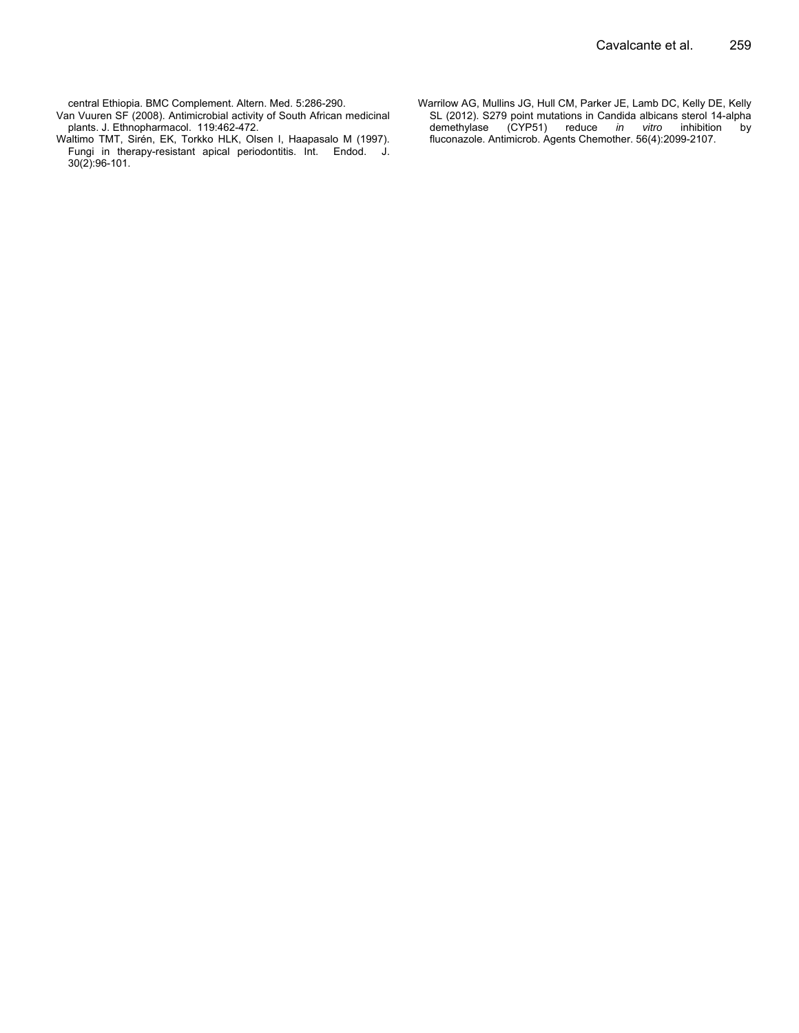central Ethiopia. BMC Complement. Altern. Med. 5:286-290.

Van Vuuren SF (2008). Antimicrobial activity of South African medicinal plants. J. Ethnopharmacol. 119:462-472.

Waltimo TMT, Sirén, EK, Torkko HLK, Olsen I, Haapasalo M (1997). Fungi in therapy-resistant apical periodontitis. Int. Endod. J. 30(2):96-101.

Warrilow AG, Mullins JG, Hull CM, Parker JE, Lamb DC, Kelly DE, Kelly SL (2012). S279 point mutations in Candida albicans sterol 14-alpha demethylase (CYP51) reduce *in vitro* inhibition by fluconazole. Antimicrob. Agents Chemother. 56(4):2099-2107.